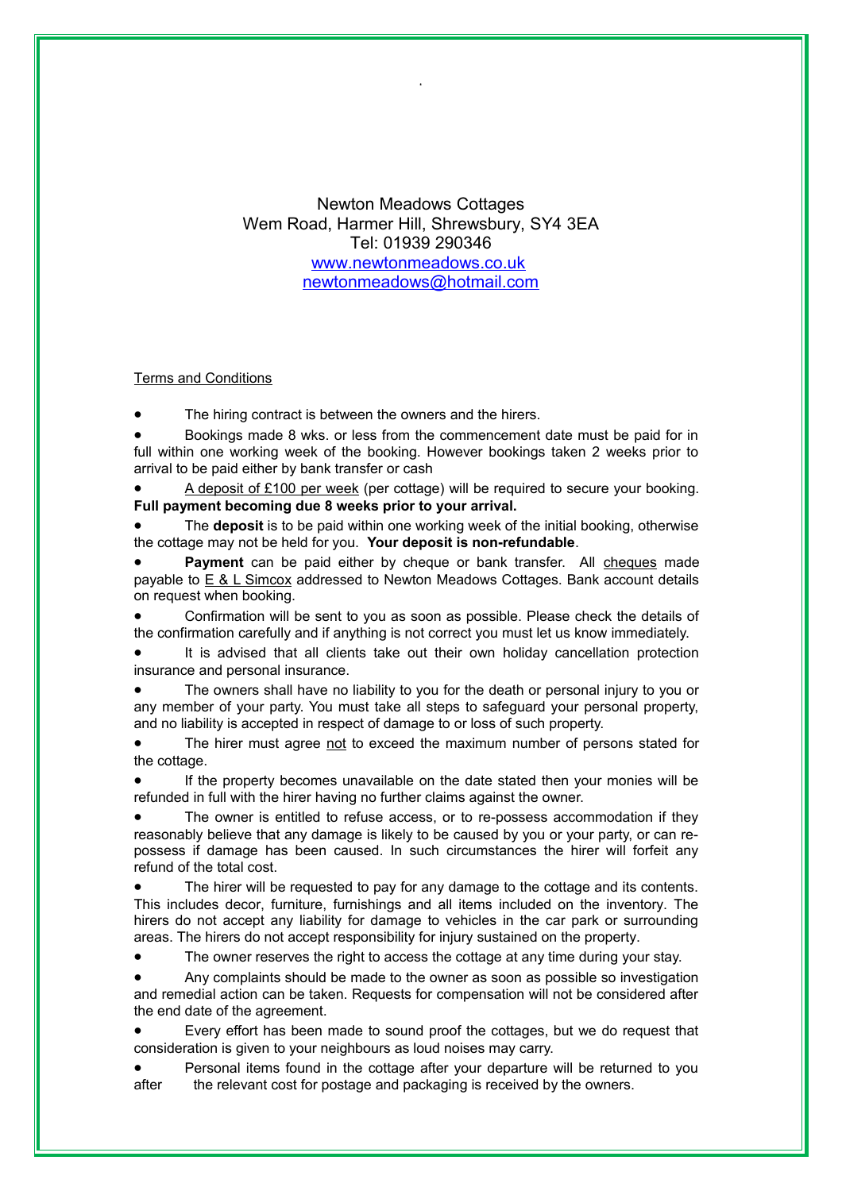Newton Meadows Cottages
Wem Road, Harmer Hill, Shrewsbury, SY4 3EA
Tel: 01939 290346
www.newtonmeadows.co.uk
newtonmeadows@hotmail.com

Terms and Conditions

- The hiring contract is between the owners and the hirers.
- Bookings made 8 wks. or less from the commencement date must be paid for in full within one working week of the booking. However bookings taken 2 weeks prior to arrival to be paid either by bank transfer or cash
- A deposit of £100 per week (per cottage) will be required to secure your booking. **Full payment becoming due 8 weeks prior to your arrival.**
- The **deposit** is to be paid within one working week of the initial booking, otherwise the cottage may not be held for you. **Your deposit is non-refundable**.
- **Payment** can be paid either by cheque or bank transfer. All cheques made payable to E & L Simcox addressed to Newton Meadows Cottages. Bank account details on request when booking.
- Confirmation will be sent to you as soon as possible. Please check the details of the confirmation carefully and if anything is not correct you must let us know immediately.
- It is advised that all clients take out their own holiday cancellation protection insurance and personal insurance.
- The owners shall have no liability to you for the death or personal injury to you or any member of your party. You must take all steps to safeguard your personal property, and no liability is accepted in respect of damage to or loss of such property.
- The hirer must agree not to exceed the maximum number of persons stated for the cottage.
- If the property becomes unavailable on the date stated then your monies will be refunded in full with the hirer having no further claims against the owner.
- The owner is entitled to refuse access, or to re-possess accommodation if they reasonably believe that any damage is likely to be caused by you or your party, or can re-possess if damage has been caused. In such circumstances the hirer will forfeit any refund of the total cost.
- The hirer will be requested to pay for any damage to the cottage and its contents. This includes decor, furniture, furnishings and all items included on the inventory. The hirers do not accept any liability for damage to vehicles in the car park or surrounding areas. The hirers do not accept responsibility for injury sustained on the property.
- The owner reserves the right to access the cottage at any time during your stay.
- Any complaints should be made to the owner as soon as possible so investigation and remedial action can be taken. Requests for compensation will not be considered after the end date of the agreement.
- Every effort has been made to sound proof the cottages, but we do request that consideration is given to your neighbours as loud noises may carry.
- Personal items found in the cottage after your departure will be returned to you after the relevant cost for postage and packaging is received by the owners.